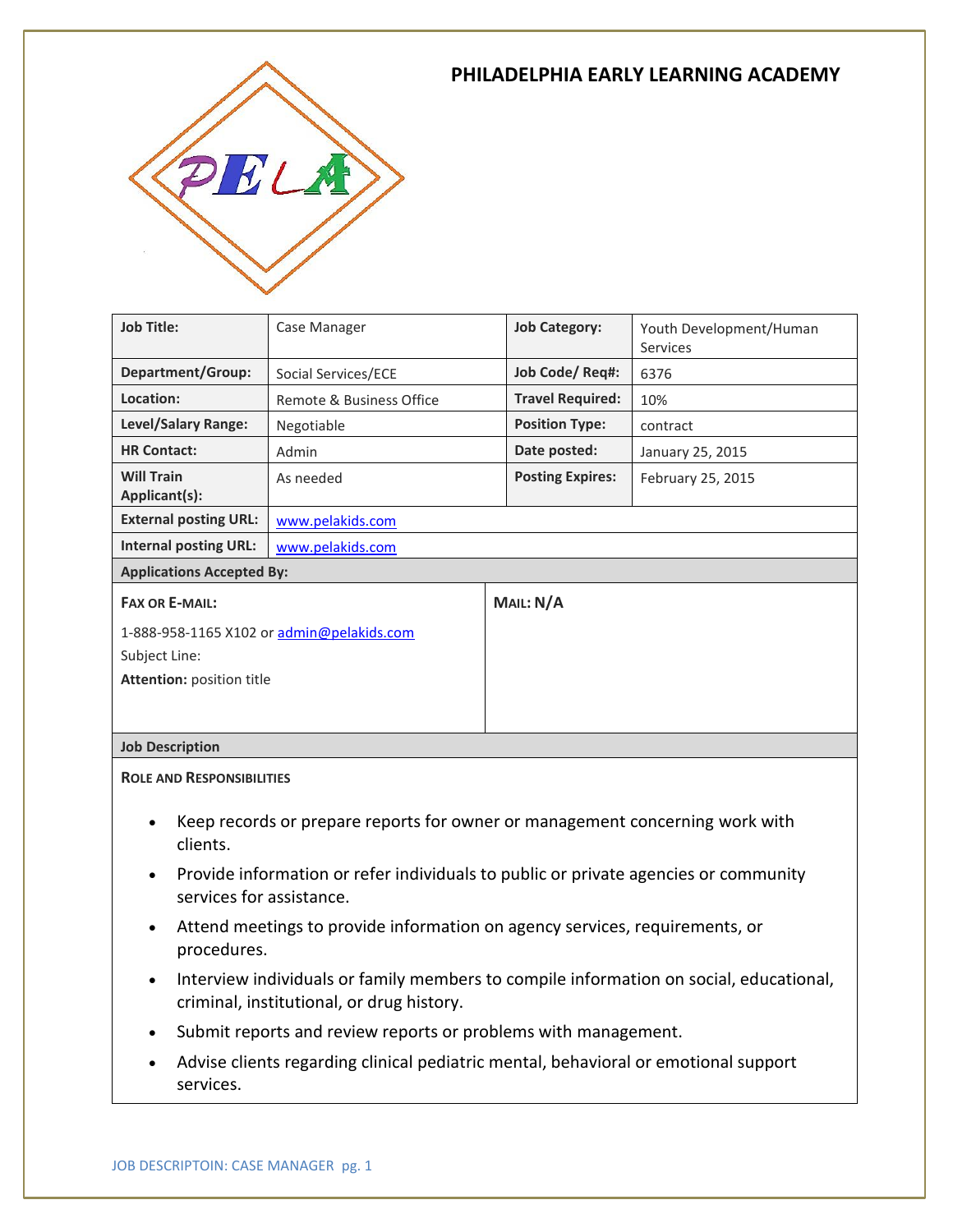# PHILADELPHIA EARLY LEARNING ACADEMY

| Job Title: | Case Manager | Job Category: | Youth Development/Human Services |
|---|---|---|---|
| Department/Group: | Social Services/ECE | Job Code/ Req#: | 6376 |
| Location: | Remote & Business Office | Travel Required: | 10% |
| Level/Salary Range: | Negotiable | Position Type: | contract |
| HR Contact: | Admin | Date posted: | January 25, 2015 |
| Will Train Applicant(s): | As needed | Posting Expires: | February 25, 2015 |
| External posting URL: | www.pelakids.com | | |
| Internal posting URL: | www.pelakids.com | | |

**Applications Accepted By:**

| FAX OR E-MAIL: | MAIL: N/A |
|---|---|
| 1-888-958-1165 X102 or admin@pelakids.com<br>Subject Line:<br>**Attention:** position title | |

**Job Description**

**ROLE AND RESPONSIBILITIES**

- Keep records or prepare reports for owner or management concerning work with clients.
- Provide information or refer individuals to public or private agencies or community services for assistance.
- Attend meetings to provide information on agency services, requirements, or procedures.
- Interview individuals or family members to compile information on social, educational, criminal, institutional, or drug history.
- Submit reports and review reports or problems with management.
- Advise clients regarding clinical pediatric mental, behavioral or emotional support services.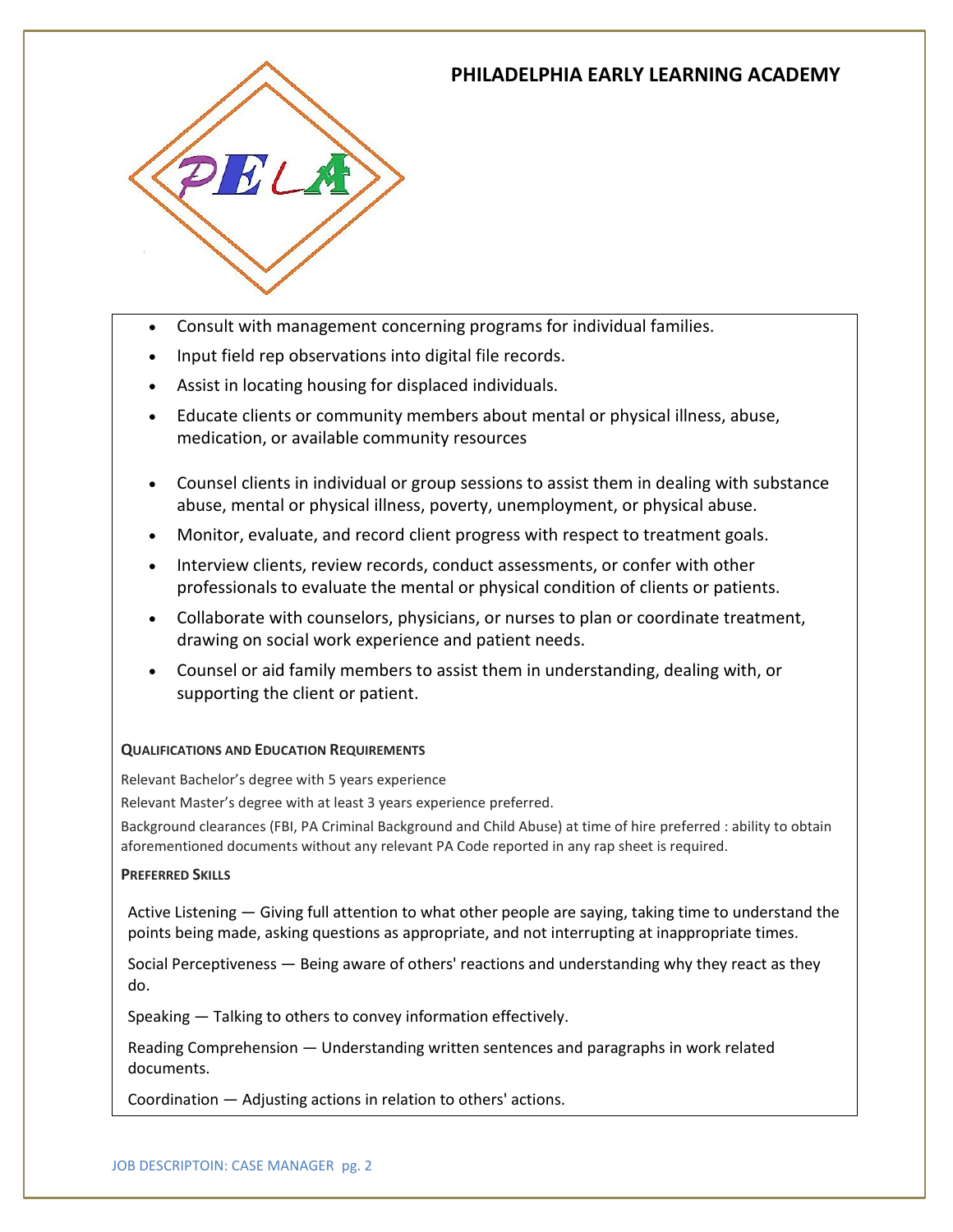# PHILADELPHIA EARLY LEARNING ACADEMY

- Consult with management concerning programs for individual families.
- Input field rep observations into digital file records.
- Assist in locating housing for displaced individuals.
- Educate clients or community members about mental or physical illness, abuse, medication, or available community resources
- Counsel clients in individual or group sessions to assist them in dealing with substance abuse, mental or physical illness, poverty, unemployment, or physical abuse.
- Monitor, evaluate, and record client progress with respect to treatment goals.
- Interview clients, review records, conduct assessments, or confer with other professionals to evaluate the mental or physical condition of clients or patients.
- Collaborate with counselors, physicians, or nurses to plan or coordinate treatment, drawing on social work experience and patient needs.
- Counsel or aid family members to assist them in understanding, dealing with, or supporting the client or patient.

**QUALIFICATIONS AND EDUCATION REQUIREMENTS**

Relevant Bachelor's degree with 5 years experience

Relevant Master's degree with at least 3 years experience preferred.

Background clearances (FBI, PA Criminal Background and Child Abuse) at time of hire preferred : ability to obtain aforementioned documents without any relevant PA Code reported in any rap sheet is required.

**PREFERRED SKILLS**

Active Listening — Giving full attention to what other people are saying, taking time to understand the points being made, asking questions as appropriate, and not interrupting at inappropriate times.

Social Perceptiveness — Being aware of others' reactions and understanding why they react as they do.

Speaking — Talking to others to convey information effectively.

Reading Comprehension — Understanding written sentences and paragraphs in work related documents.

Coordination — Adjusting actions in relation to others' actions.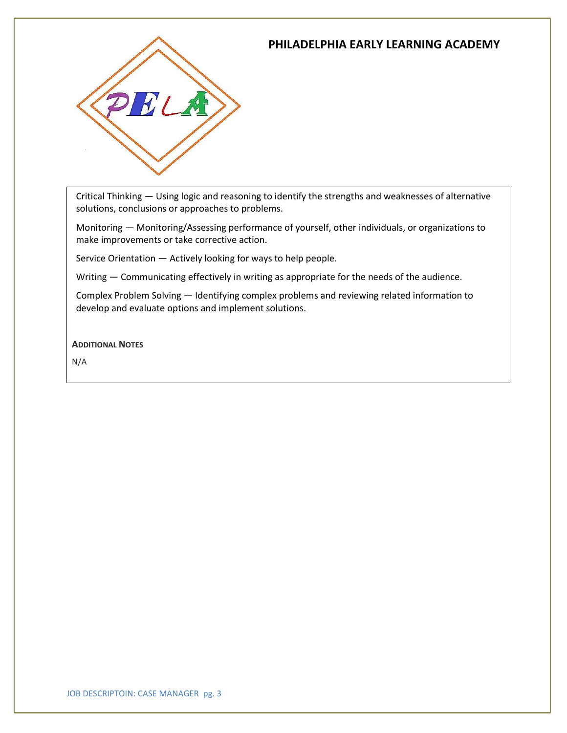# PHILADELPHIA EARLY LEARNING ACADEMY

Critical Thinking — Using logic and reasoning to identify the strengths and weaknesses of alternative solutions, conclusions or approaches to problems.

Monitoring — Monitoring/Assessing performance of yourself, other individuals, or organizations to make improvements or take corrective action.

Service Orientation — Actively looking for ways to help people.

Writing — Communicating effectively in writing as appropriate for the needs of the audience.

Complex Problem Solving — Identifying complex problems and reviewing related information to develop and evaluate options and implement solutions.

**ADDITIONAL NOTES**

N/A